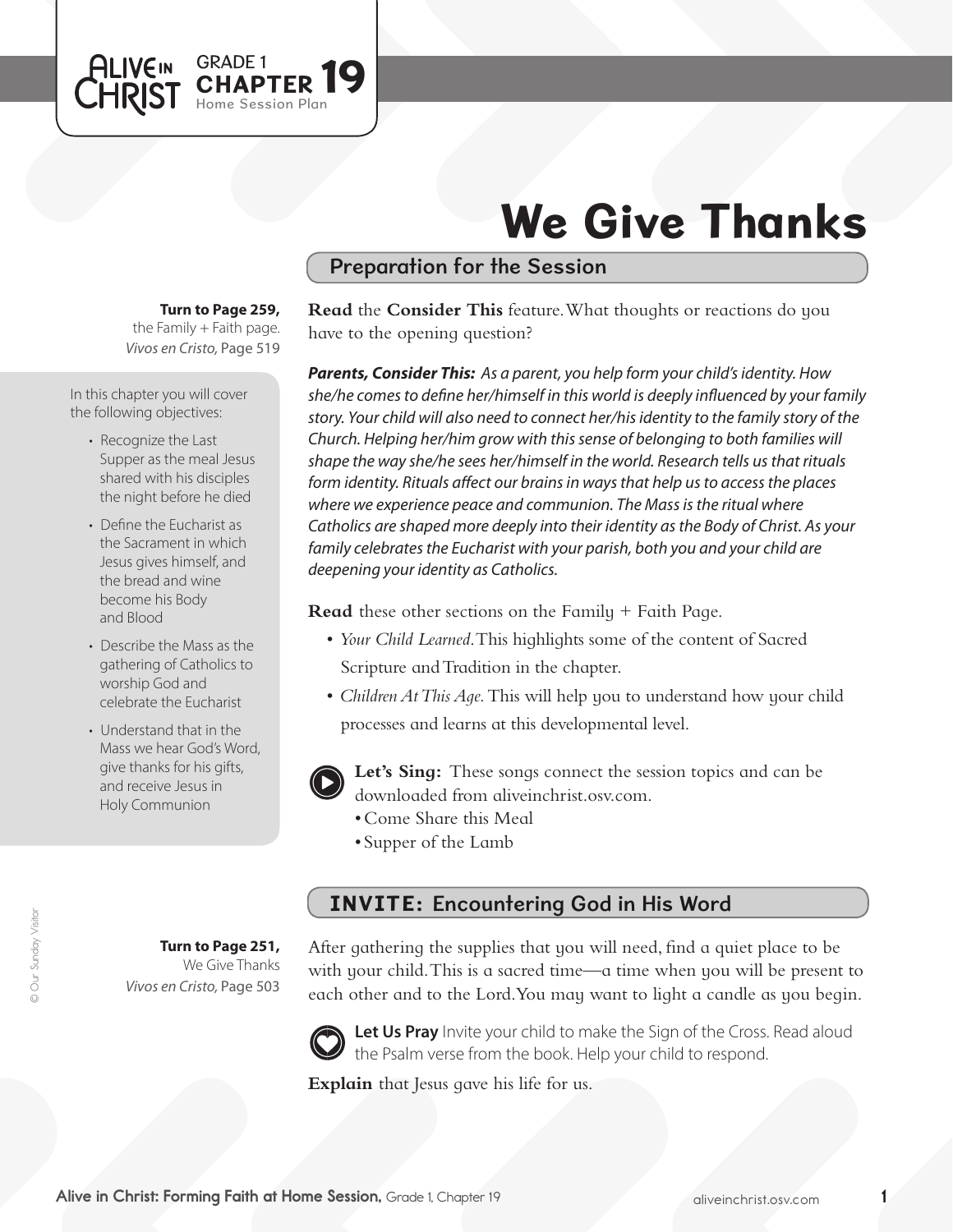Alive in Christ — GRADE 1 CHAPTER 19 — Home Session Plan

# We Give Thanks

## Preparation for the Session

**Turn to Page 259,** the Family + Faith page. *Vivos en Cristo,* Page 519

In this chapter you will cover the following objectives:

- Recognize the Last Supper as the meal Jesus shared with his disciples the night before he died
- Define the Eucharist as the Sacrament in which Jesus gives himself, and the bread and wine become his Body and Blood
- Describe the Mass as the gathering of Catholics to worship God and celebrate the Eucharist
- Understand that in the Mass we hear God's Word, give thanks for his gifts, and receive Jesus in Holy Communion

**Read** the **Consider This** feature. What thoughts or reactions do you have to the opening question?

***Parents, Consider This:*** *As a parent, you help form your child's identity. How she/he comes to define her/himself in this world is deeply influenced by your family story. Your child will also need to connect her/his identity to the family story of the Church. Helping her/him grow with this sense of belonging to both families will shape the way she/he sees her/himself in the world. Research tells us that rituals form identity. Rituals affect our brains in ways that help us to access the places where we experience peace and communion. The Mass is the ritual where Catholics are shaped more deeply into their identity as the Body of Christ. As your family celebrates the Eucharist with your parish, both you and your child are deepening your identity as Catholics.*

**Read** these other sections on the Family + Faith Page.

- *Your Child Learned.* This highlights some of the content of Sacred Scripture and Tradition in the chapter.
- *Children At This Age.* This will help you to understand how your child processes and learns at this developmental level.

**Let's Sing:** These songs connect the session topics and can be downloaded from aliveinchrist.osv.com.

- Come Share this Meal
- Supper of the Lamb

## INVITE: Encountering God in His Word

**Turn to Page 251,** We Give Thanks *Vivos en Cristo,* Page 503

After gathering the supplies that you will need, find a quiet place to be with your child. This is a sacred time—a time when you will be present to each other and to the Lord. You may want to light a candle as you begin.

**Let Us Pray** Invite your child to make the Sign of the Cross. Read aloud the Psalm verse from the book. Help your child to respond.

**Explain** that Jesus gave his life for us.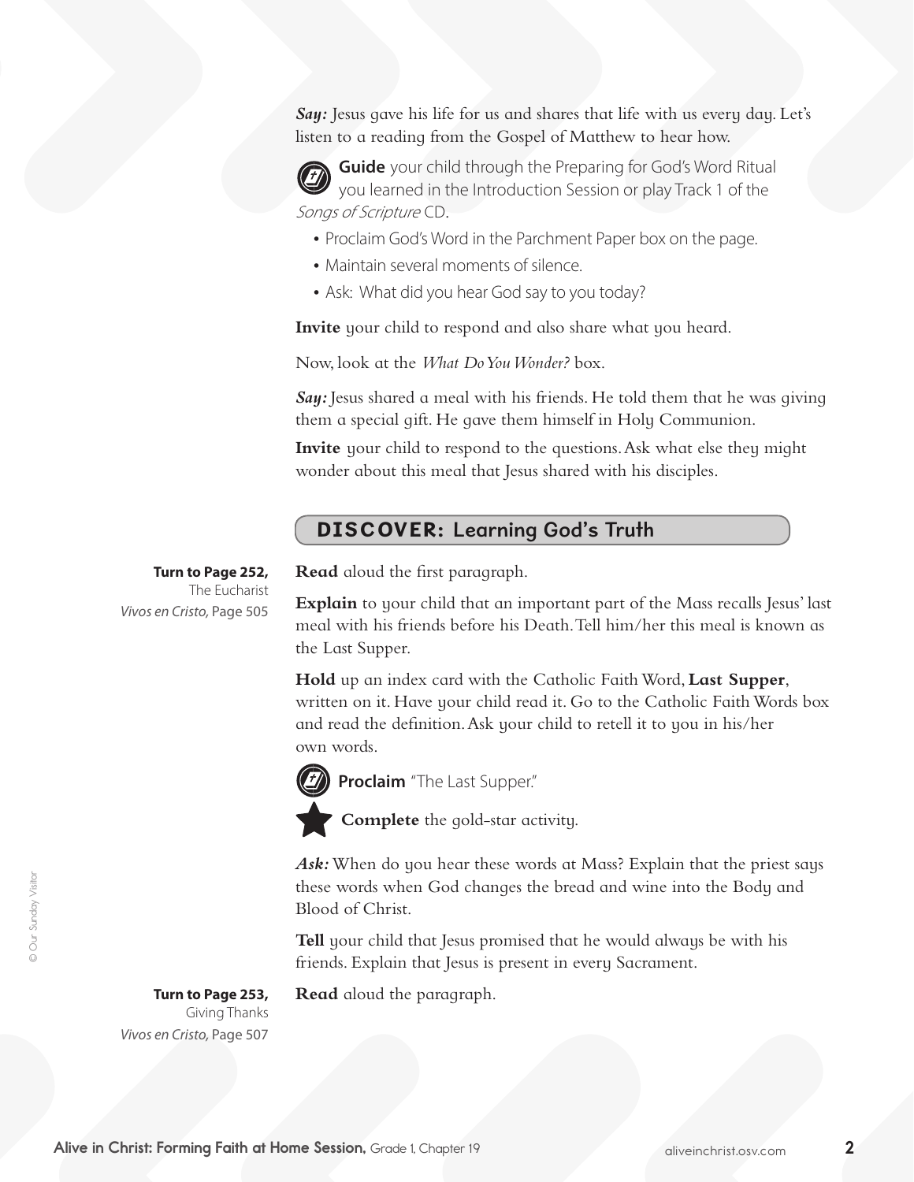***Say:*** Jesus gave his life for us and shares that life with us every day. Let's listen to a reading from the Gospel of Matthew to hear how.

**Guide** your child through the Preparing for God's Word Ritual you learned in the Introduction Session or play Track 1 of the *Songs of Scripture* CD.

- Proclaim God's Word in the Parchment Paper box on the page.
- Maintain several moments of silence.
- Ask: What did you hear God say to you today?

**Invite** your child to respond and also share what you heard.

Now, look at the *What Do You Wonder?* box.

***Say:*** Jesus shared a meal with his friends. He told them that he was giving them a special gift. He gave them himself in Holy Communion.

**Invite** your child to respond to the questions. Ask what else they might wonder about this meal that Jesus shared with his disciples.

## DISCOVER: Learning God's Truth

**Turn to Page 252,** The Eucharist *Vivos en Cristo,* Page 505

**Read** aloud the first paragraph.

**Explain** to your child that an important part of the Mass recalls Jesus' last meal with his friends before his Death. Tell him/her this meal is known as the Last Supper.

**Hold** up an index card with the Catholic Faith Word, **Last Supper**, written on it. Have your child read it. Go to the Catholic Faith Words box and read the definition. Ask your child to retell it to you in his/her own words.

**Proclaim** "The Last Supper."

**Complete** the gold-star activity.

***Ask:*** When do you hear these words at Mass? Explain that the priest says these words when God changes the bread and wine into the Body and Blood of Christ.

**Tell** your child that Jesus promised that he would always be with his friends. Explain that Jesus is present in every Sacrament.

**Turn to Page 253,** Giving Thanks *Vivos en Cristo,* Page 507

**Read** aloud the paragraph.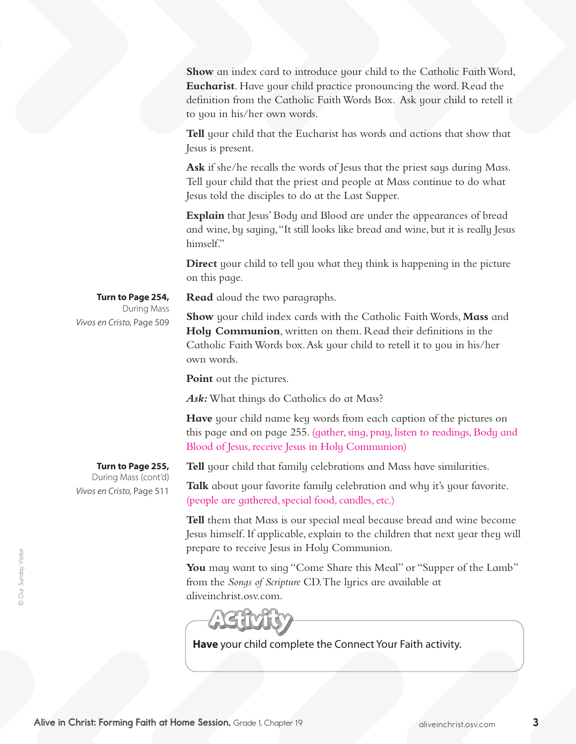**Show** an index card to introduce your child to the Catholic Faith Word, **Eucharist**. Have your child practice pronouncing the word. Read the definition from the Catholic Faith Words Box. Ask your child to retell it to you in his/her own words.

**Tell** your child that the Eucharist has words and actions that show that Jesus is present.

**Ask** if she/he recalls the words of Jesus that the priest says during Mass. Tell your child that the priest and people at Mass continue to do what Jesus told the disciples to do at the Last Supper.

**Explain** that Jesus' Body and Blood are under the appearances of bread and wine, by saying, "It still looks like bread and wine, but it is really Jesus himself."

**Direct** your child to tell you what they think is happening in the picture on this page.

**Turn to Page 254,**
During Mass
*Vivos en Cristo,* Page 509

**Read** aloud the two paragraphs.

**Show** your child index cards with the Catholic Faith Words, **Mass** and **Holy Communion**, written on them. Read their definitions in the Catholic Faith Words box. Ask your child to retell it to you in his/her own words.

**Point** out the pictures.

***Ask:*** What things do Catholics do at Mass?

**Have** your child name key words from each caption of the pictures on this page and on page 255. (gather, sing, pray, listen to readings, Body and Blood of Jesus, receive Jesus in Holy Communion)

**Turn to Page 255,**
During Mass (cont'd)
*Vivos en Cristo,* Page 511

**Tell** your child that family celebrations and Mass have similarities.

**Talk** about your favorite family celebration and why it's your favorite. (people are gathered, special food, candles, etc.)

**Tell** them that Mass is our special meal because bread and wine become Jesus himself. If applicable, explain to the children that next year they will prepare to receive Jesus in Holy Communion.

**You** may want to sing "Come Share this Meal" or "Supper of the Lamb" from the *Songs of Scripture* CD. The lyrics are available at aliveinchrist.osv.com.

## Activity

**Have** your child complete the Connect Your Faith activity.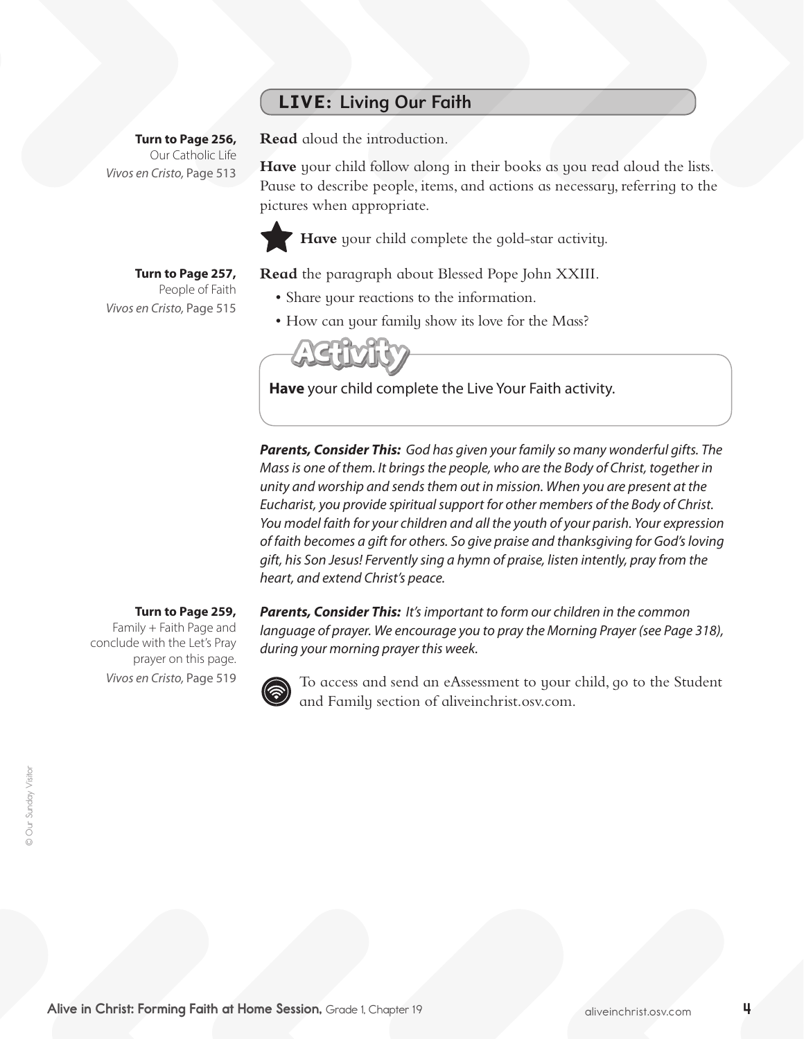## LIVE: Living Our Faith

**Turn to Page 256,** Our Catholic Life *Vivos en Cristo,* Page 513

**Read** aloud the introduction.

**Have** your child follow along in their books as you read aloud the lists. Pause to describe people, items, and actions as necessary, referring to the pictures when appropriate.

★ **Have** your child complete the gold-star activity.

**Turn to Page 257,** People of Faith *Vivos en Cristo,* Page 515

**Read** the paragraph about Blessed Pope John XXIII.

- Share your reactions to the information.
- How can your family show its love for the Mass?

**Activity**

**Have** your child complete the Live Your Faith activity.

***Parents, Consider This:*** *God has given your family so many wonderful gifts. The Mass is one of them. It brings the people, who are the Body of Christ, together in unity and worship and sends them out in mission. When you are present at the Eucharist, you provide spiritual support for other members of the Body of Christ. You model faith for your children and all the youth of your parish. Your expression of faith becomes a gift for others. So give praise and thanksgiving for God's loving gift, his Son Jesus! Fervently sing a hymn of praise, listen intently, pray from the heart, and extend Christ's peace.*

**Turn to Page 259,** Family + Faith Page and conclude with the Let's Pray prayer on this page. *Vivos en Cristo,* Page 519

***Parents, Consider This:*** *It's important to form our children in the common language of prayer. We encourage you to pray the Morning Prayer (see Page 318), during your morning prayer this week.*

To access and send an eAssessment to your child, go to the Student and Family section of aliveinchrist.osv.com.